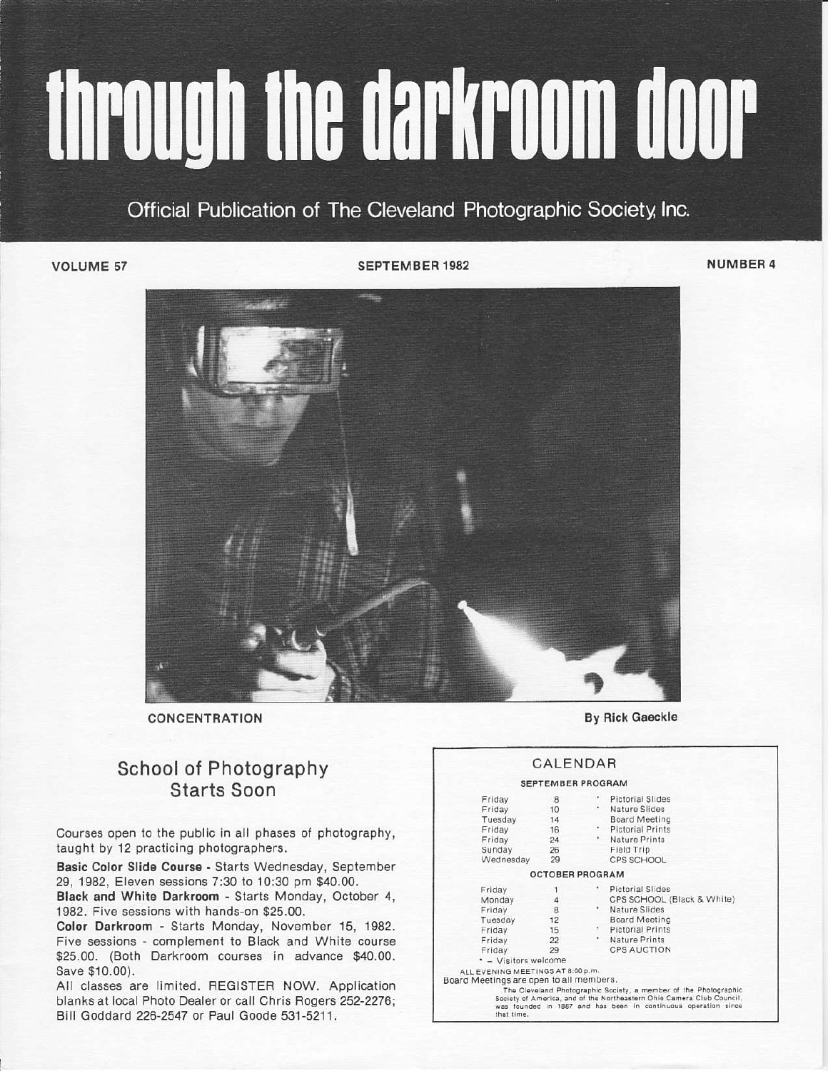# through the darkroom door

Official Publication of The Cleveland Photographic Society, Inc.

**VOLUME 57** **SEPTEMBER 1982** **NUMBER 4**

**CONCENTRATION** **By Rick Gaeckle**

## School of Photography Starts Soon

Courses open to the public in all phases of photography, taught by 12 practicing photographers.

**Basic Color Slide Course** - Starts Wednesday, September 29, 1982, Eleven sessions 7:30 to 10:30 pm $40.00.

**Black and White Darkroom** - Starts Monday, October 4, 1982. Five sessions with hands-on $25.00.

**Color Darkroom** - Starts Monday, November 15, 1982. Five sessions - complement to Black and White course $25.00. (Both Darkroom courses in advance $40.00. Save $10.00).

All classes are limited. REGISTER NOW. Application blanks at local Photo Dealer or call Chris Rogers 252-2276; Bill Goddard 226-2547 or Paul Goode 531-5211.

## CALENDAR

**SEPTEMBER PROGRAM**

| Day | Date | | Event |
|---|---|---|---|
| Friday | 8 | * | Pictorial Slides |
| Friday | 10 | * | Nature Slides |
| Tuesday | 14 | | Board Meeting |
| Friday | 16 | * | Pictorial Prints |
| Friday | 24 | * | Nature Prints |
| Sunday | 26 | | Field Trip |
| Wednesday | 29 | | CPS SCHOOL |

**OCTOBER PROGRAM**

| Day | Date | | Event |
|---|---|---|---|
| Friday | 1 | * | Pictorial Slides |
| Monday | 4 | | CPS SCHOOL (Black & White) |
| Friday | 8 | * | Nature Slides |
| Tuesday | 12 | | Board Meeting |
| Friday | 15 | * | Pictorial Prints |
| Friday | 22 | * | Nature Prints |
| Friday | 29 | | CPS AUCTION |

* = Visitors welcome

ALL EVENING MEETINGS AT 8:00 p.m.

Board Meetings are open to all members.

The Cleveland Photographic Society, a member of the Photographic Society of America, and of the Northeastern Ohio Camera Club Council, was founded in 1887 and has been in continuous operation since that time.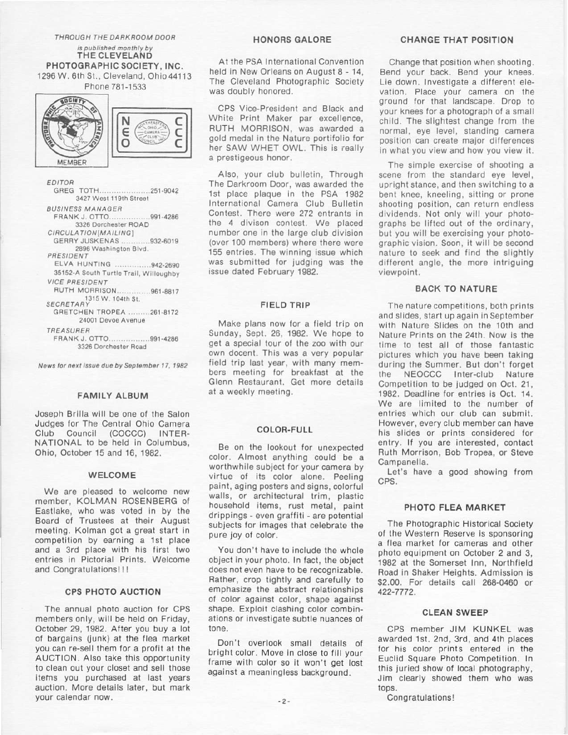*THROUGH THE DARKROOM DOOR*

*is published monthly by*

**THE CLEVELAND PHOTOGRAPHIC SOCIETY, INC.**

1296 W. 6th St., Cleveland, Ohio 44113

Phone 781-1533

MEMBER

*EDITOR*
GREG TOTH......................251-9042
3427 West 119th Street

*BUSINESS MANAGER*
FRANK J. OTTO.................991-4286
3326 Dorchester ROAD

*CIRCULATION[MAILING]*
GERRY JUSKENAS ............932-6019
2896 Washington Blvd.

*PRESIDENT*
ELVA HUNTING ...............942-2690
35152-A South Turtle Trail, Willoughby

*VICE PRESIDENT*
RUTH MORRISON..............961-8817
1315 W. 104th St.

*SECRETARY*
GRETCHEN TROPEA .........261-8172
24001 Devoe Avenue

*TREASURER*
FRANK J. OTTO.................991-4286
3326 Dorchester Road

*News for next issue due by September 17, 1982*

## FAMILY ALBUM

Joseph Brilla will be one of the Salon Judges for The Central Ohio Camera Club Council (COCCC) INTERNATIONAL to be held in Columbus, Ohio, October 15 and 16, 1982.

## WELCOME

We are pleased to welcome new member, KOLMAN ROSENBERG of Eastlake, who was voted in by the Board of Trustees at their August meeting. Kolman got a great start in competition by earning a 1st place and a 3rd place with his first two entries in Pictorial Prints. Welcome and Congratulations!!!

## CPS PHOTO AUCTION

The annual photo auction for CPS members only, will be held on Friday, October 29, 1982. After you buy a lot of bargains (junk) at the flea market you can re-sell them for a profit at the AUCTION. Also take this opportunity to clean out your closet and sell those items you purchased at last years auction. More details later, but mark your calendar now.

## HONORS GALORE

At the PSA International Convention held in New Orleans on August 8 - 14, The Cleveland Photographic Society was doubly honored.

CPS Vice-President and Black and White Print Maker par excellence, RUTH MORRISON, was awarded a gold medal in the Nature portifolio for her SAW WHET OWL. This is really a prestigeous honor.

Also, your club bulletin, Through The Darkroom Door, was awarded the 1st place plaque in the PSA 1982 International Camera Club Bulletin Contest. There were 272 entrants in the 4 divison contest. We placed number one in the large club division (over 100 members) where there were 155 entries. The winning issue which was submitted for judging was the issue dated February 1982.

## FIELD TRIP

Make plans now for a field trip on Sunday, Sept. 26, 1982. We hope to get a special tour of the zoo with our own docent. This was a very popular field trip last year, with many members meeting for breakfast at the Glenn Restaurant. Get more details at a weekly meeting.

## COLOR-FULL

Be on the lookout for unexpected color. Almost anything could be a worthwhile subject for your camera by virtue of its color alone. Peeling paint, aging posters and signs, colorful walls, or architectural trim, plastic household items, rust metal, paint drippings - even graffiti - are potential subjects for images that celebrate the pure joy of color.

You don't have to include the whole object in your photo. In fact, the object does not even have to be recognizable. Rather, crop tightly and carefully to emphasize the abstract relationships of color against color, shape against shape. Exploit clashing color combinations or investigate subtle nuances of tone.

Don't overlook small details of bright color. Move in close to fill your frame with color so it won't get lost against a meaningless background.

## CHANGE THAT POSITION

Change that position when shooting. Bend your back. Bend your knees. Lie down. Investigate a different elevation. Place your camera on the ground for that landscape. Drop to your knees for a photograph of a small child. The slightest change from the normal, eye level, standing camera position can create major differences in what you view and how you view it.

The simple exercise of shooting a scene from the standard eye level, upright stance, and then switching to a bent knee, kneeling, sitting or prone shooting position, can return endless dividends. Not only will your photographs be lifted out of the ordinary, but you will be exercising your photographic vision. Soon, it will be second nature to seek and find the slightly different angle, the more intriguing viewpoint.

## BACK TO NATURE

The nature competitions, both prints and slides, start up again in September with Nature Slides on the 10th and Nature Prints on the 24th. Now is the time to test all of those fantastic pictures which you have been taking during the Summer. But don't forget the NEOCCC Inter-club Nature Competition to be judged on Oct. 21, 1982. Deadline for entries is Oct. 14. We are limited to the number of entries which our club can submit. However, every club member can have his slides or prints considered for entry. If you are interested, contact Ruth Morrison, Bob Tropea, or Steve Campanella.

Let's have a good showing from CPS.

## PHOTO FLEA MARKET

The Photographic Historical Society of the Western Reserve is sponsoring a flea market for cameras and other photo equipment on October 2 and 3, 1982 at the Somerset Inn, Northfield Road in Shaker Heights. Admission is $2.00. For details call 268-0460 or 422-7772.

## CLEAN SWEEP

CPS member JIM KUNKEL was awarded 1st. 2nd, 3rd, and 4th places for his color prints entered in the Euclid Square Photo Competition. In this juried show of local photography, Jim clearly showed them who was tops.

Congratulations!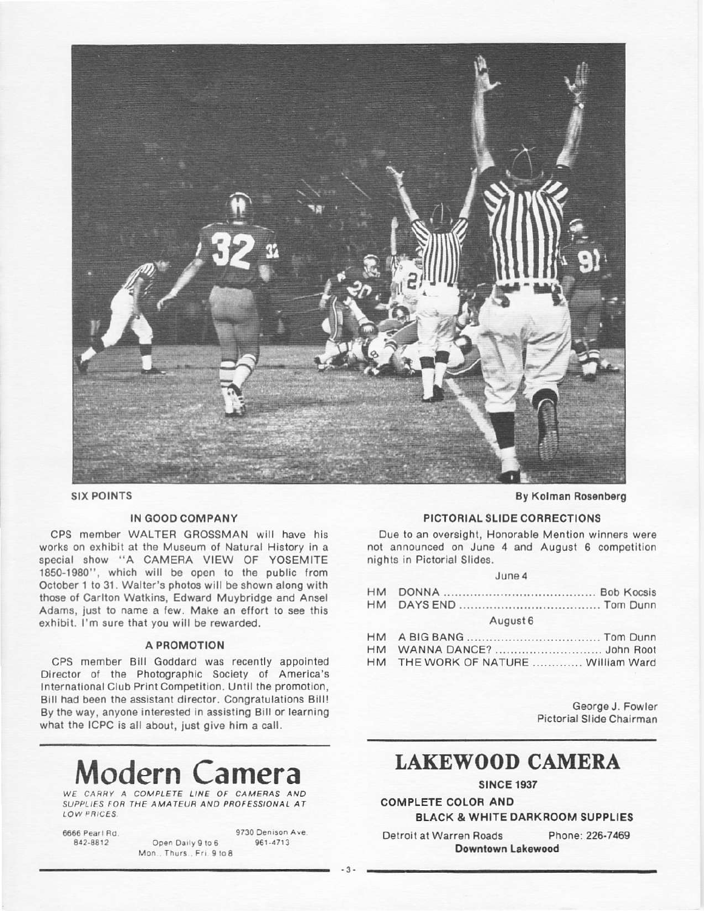SIX POINTS — By Kolman Rosenberg

## IN GOOD COMPANY

CPS member WALTER GROSSMAN will have his works on exhibit at the Museum of Natural History in a special show "A CAMERA VIEW OF YOSEMITE 1850-1980", which will be open to the public from October 1 to 31. Walter's photos will be shown along with those of Carlton Watkins, Edward Muybridge and Ansel Adams, just to name a few. Make an effort to see this exhibit. I'm sure that you will be rewarded.

## A PROMOTION

CPS member Bill Goddard was recently appointed Director of the Photographic Society of America's International Club Print Competition. Until the promotion, Bill had been the assistant director. Congratulations Bill! By the way, anyone interested in assisting Bill or learning what the ICPC is all about, just give him a call.

## PICTORIAL SLIDE CORRECTIONS

Due to an oversight, Honorable Mention winners were not announced on June 4 and August 6 competition nights in Pictorial Slides.

June 4

HM DONNA .......................................... Bob Kocsis
HM DAYS END ........................................ Tom Dunn

August 6

HM A BIG BANG ...................................... Tom Dunn
HM WANNA DANCE? ............................... John Root
HM THE WORK OF NATURE ............. William Ward

George J. Fowler
Pictorial Slide Chairman

---

# Modern Camera

*WE CARRY A COMPLETE LINE OF CAMERAS AND SUPPLIES FOR THE AMATEUR AND PROFESSIONAL AT LOW PRICES.*

6666 Pearl Rd. 842-8812 — Open Daily 9 to 6, Mon., Thurs., Fri. 9 to 8 — 9730 Denison Ave. 961-4713

---

# LAKEWOOD CAMERA

**SINCE 1937**

**COMPLETE COLOR AND BLACK & WHITE DARKROOM SUPPLIES**

Detroit at Warren Roads — Phone: 226-7469

**Downtown Lakewood**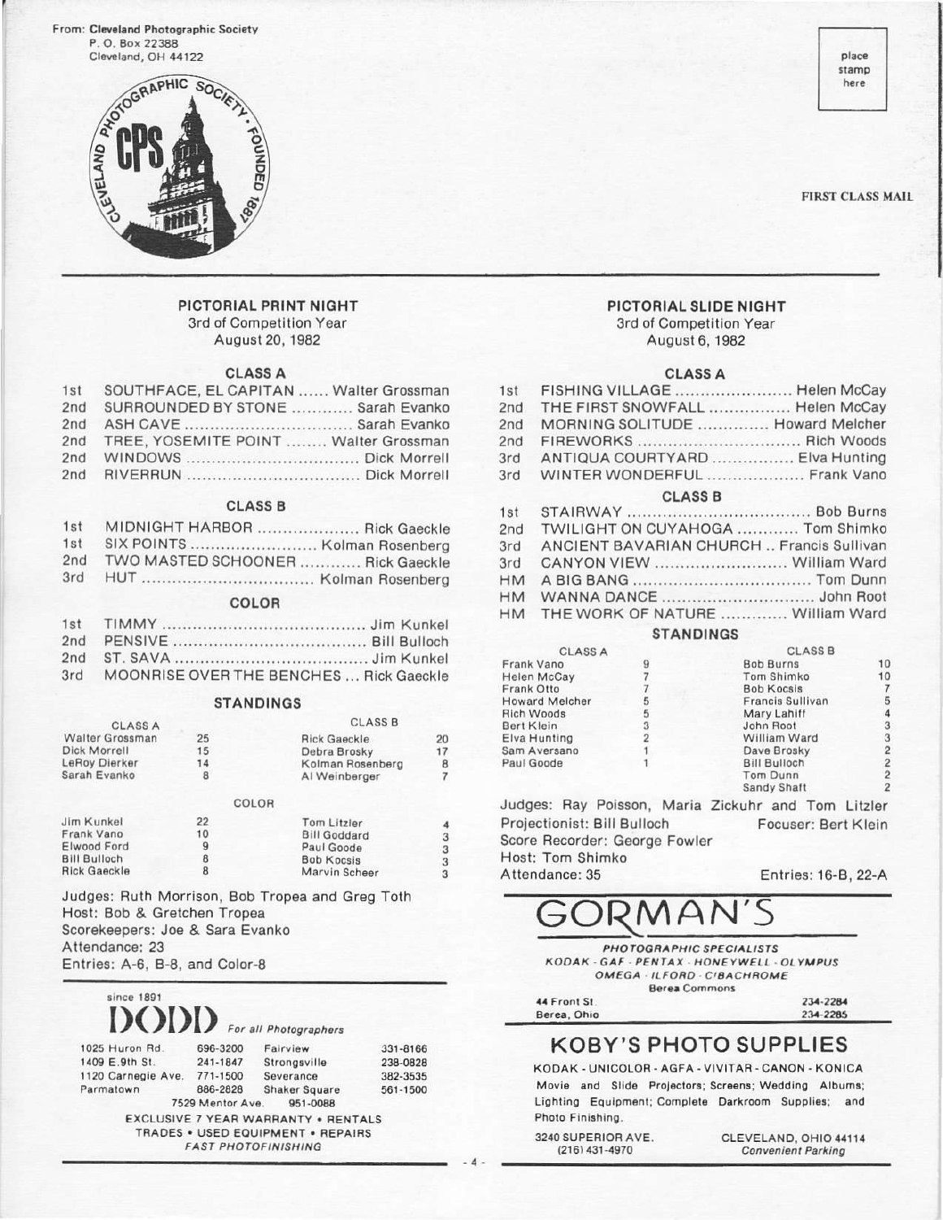From: **Cleveland Photographic Society**
P. O. Box 22388
Cleveland, OH 44122

CLEVELAND PHOTOGRAPHIC SOCIETY • FOUNDED 1887
CPS

place
stamp
here

FIRST CLASS MAIL

---

## PICTORIAL PRINT NIGHT

3rd of Competition Year
August 20, 1982

### CLASS A

| | | |
|---|---|---|
| 1st | SOUTHFACE, EL CAPITAN | Walter Grossman |
| 2nd | SURROUNDED BY STONE | Sarah Evanko |
| 2nd | ASH CAVE | Sarah Evanko |
| 2nd | TREE, YOSEMITE POINT | Walter Grossman |
| 2nd | WINDOWS | Dick Morrell |
| 2nd | RIVERRUN | Dick Morrell |

### CLASS B

| | | |
|---|---|---|
| 1st | MIDNIGHT HARBOR | Rick Gaeckle |
| 1st | SIX POINTS | Kolman Rosenberg |
| 2nd | TWO MASTED SCHOONER | Rick Gaeckle |
| 3rd | HUT | Kolman Rosenberg |

### COLOR

| | | |
|---|---|---|
| 1st | TIMMY | Jim Kunkel |
| 2nd | PENSIVE | Bill Bulloch |
| 2nd | ST. SAVA | Jim Kunkel |
| 3rd | MOONRISE OVER THE BENCHES | Rick Gaeckle |

### STANDINGS

| CLASS A | | CLASS B | |
|---|---|---|---|
| Walter Grossman | 25 | Rick Gaeckle | 20 |
| Dick Morrell | 15 | Debra Brosky | 17 |
| LeRoy Dierker | 14 | Kolman Rosenberg | 8 |
| Sarah Evanko | 8 | Al Weinberger | 7 |

COLOR

| | | | |
|---|---|---|---|
| Jim Kunkel | 22 | Tom Litzler | 4 |
| Frank Vano | 10 | Bill Goddard | 3 |
| Elwood Ford | 9 | Paul Goode | 3 |
| Bill Bulloch | 8 | Bob Kocsis | 3 |
| Rick Gaeckle | 8 | Marvin Scheer | 3 |

Judges: Ruth Morrison, Bob Tropea and Greg Toth
Host: Bob & Gretchen Tropea
Scorekeepers: Joe & Sara Evanko
Attendance: 23
Entries: A-6, B-8, and Color-8

---

## PICTORIAL SLIDE NIGHT

3rd of Competition Year
August 6, 1982

### CLASS A

| | | |
|---|---|---|
| 1st | FISHING VILLAGE | Helen McCay |
| 2nd | THE FIRST SNOWFALL | Helen McCay |
| 2nd | MORNING SOLITUDE | Howard Melcher |
| 2nd | FIREWORKS | Rich Woods |
| 3rd | ANTIQUA COURTYARD | Elva Hunting |
| 3rd | WINTER WONDERFUL | Frank Vano |

### CLASS B

| | | |
|---|---|---|
| 1st | STAIRWAY | Bob Burns |
| 2nd | TWILIGHT ON CUYAHOGA | Tom Shimko |
| 3rd | ANCIENT BAVARIAN CHURCH | Francis Sullivan |
| 3rd | CANYON VIEW | William Ward |
| HM | A BIG BANG | Tom Dunn |
| HM | WANNA DANCE | John Root |
| HM | THE WORK OF NATURE | William Ward |

### STANDINGS

| CLASS A | | CLASS B | |
|---|---|---|---|
| Frank Vano | 9 | Bob Burns | 10 |
| Helen McCay | 7 | Tom Shimko | 10 |
| Frank Otto | 7 | Bob Kocsis | 7 |
| Howard Melcher | 5 | Francis Sullivan | 5 |
| Rich Woods | 5 | Mary Lahiff | 4 |
| Bert Klein | 3 | John Root | 3 |
| Elva Hunting | 2 | William Ward | 3 |
| Sam Aversano | 1 | Dave Brosky | 2 |
| Paul Goode | 1 | Bill Bulloch | 2 |
| | | Tom Dunn | 2 |
| | | Sandy Shaft | 2 |

Judges: Ray Poisson, Maria Zickuhr and Tom Litzler
Projectionist: Bill Bulloch — Focuser: Bert Klein
Score Recorder: George Fowler
Host: Tom Shimko
Attendance: 35 — Entries: 16-B, 22-A

---

since 1891
**DODD** *For all Photographers*

| | | | |
|---|---|---|---|
| 1025 Huron Rd. | 696-3200 | Fairview | 331-8166 |
| 1409 E.9th St. | 241-1847 | Strongsville | 238-0828 |
| 1120 Carnegie Ave. | 771-1500 | Severance | 382-3535 |
| Parmatown | 886-2828 | Shaker Square | 561-1500 |

7529 Mentor Ave. 951-0088

EXCLUSIVE 7 YEAR WARRANTY • RENTALS
TRADES • USED EQUIPMENT • REPAIRS
*FAST PHOTOFINISHING*

---

**GORMAN'S**

*PHOTOGRAPHIC SPECIALISTS*
*KODAK - GAF - PENTAX - HONEYWELL - OLYMPUS*
*OMEGA - ILFORD - CIBACHROME*
Berea Commons

44 Front St. — 234-2284
Berea, Ohio — 234-2285

---

**KOBY'S PHOTO SUPPLIES**

KODAK - UNICOLOR - AGFA - VIVITAR - CANON - KONICA
Movie and Slide Projectors; Screens; Wedding Albums; Lighting Equipment; Complete Darkroom Supplies; and Photo Finishing.

3240 SUPERIOR AVE. — CLEVELAND, OHIO 44114
(216) 431-4970 — *Convenient Parking*